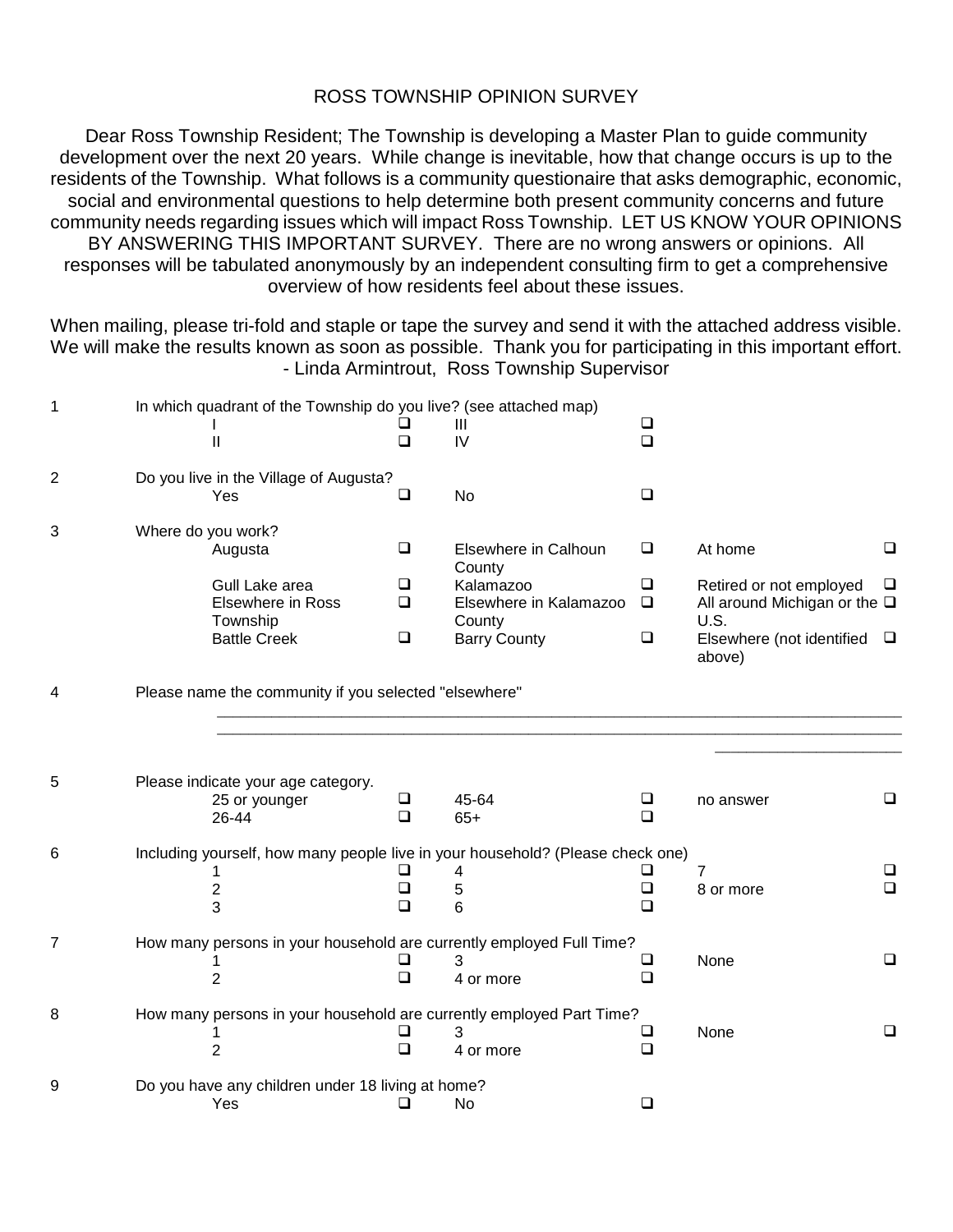# ROSS TOWNSHIP OPINION SURVEY

Dear Ross Township Resident; The Township is developing a Master Plan to guide community development over the next 20 years. While change is inevitable, how that change occurs is up to the residents of the Township. What follows is a community questionaire that asks demographic, economic, social and environmental questions to help determine both present community concerns and future community needs regarding issues which will impact Ross Township. LET US KNOW YOUR OPINIONS BY ANSWERING THIS IMPORTANT SURVEY. There are no wrong answers or opinions. All responses will be tabulated anonymously by an independent consulting firm to get a comprehensive overview of how residents feel about these issues.

When mailing, please tri-fold and staple or tape the survey and send it with the attached address visible. We will make the results known as soon as possible. Thank you for participating in this important effort.
- Linda Armintrout, Ross Township Supervisor

1 In which quadrant of the Township do you live? (see attached map)

- I ❑
- II ❑
- III ❑
- IV ❑

2 Do you live in the Village of Augusta?

- Yes ❑
- No ❑

3 Where do you work?

- Augusta ❑
- Gull Lake area ❑
- Elsewhere in Ross Township ❑
- Battle Creek ❑
- Elsewhere in Calhoun County ❑
- Kalamazoo ❑
- Elsewhere in Kalamazoo County ❑
- Barry County ❑
- At home ❑
- Retired or not employed ❑
- All around Michigan or the U.S. ❑
- Elsewhere (not identified above) ❑

4 Please name the community if you selected "elsewhere"

________________________________________________________________________________
________________________________________________________________________________
______________________

5 Please indicate your age category.

- 25 or younger ❑
- 26-44 ❑
- 45-64 ❑
- 65+ ❑
- no answer ❑

6 Including yourself, how many people live in your household? (Please check one)

- 1 ❑
- 2 ❑
- 3 ❑
- 4 ❑
- 5 ❑
- 6 ❑
- 7 ❑
- 8 or more ❑

7 How many persons in your household are currently employed Full Time?

- 1 ❑
- 2 ❑
- 3 ❑
- 4 or more ❑
- None ❑

8 How many persons in your household are currently employed Part Time?

- 1 ❑
- 2 ❑
- 3 ❑
- 4 or more ❑
- None ❑

9 Do you have any children under 18 living at home?

- Yes ❑
- No ❑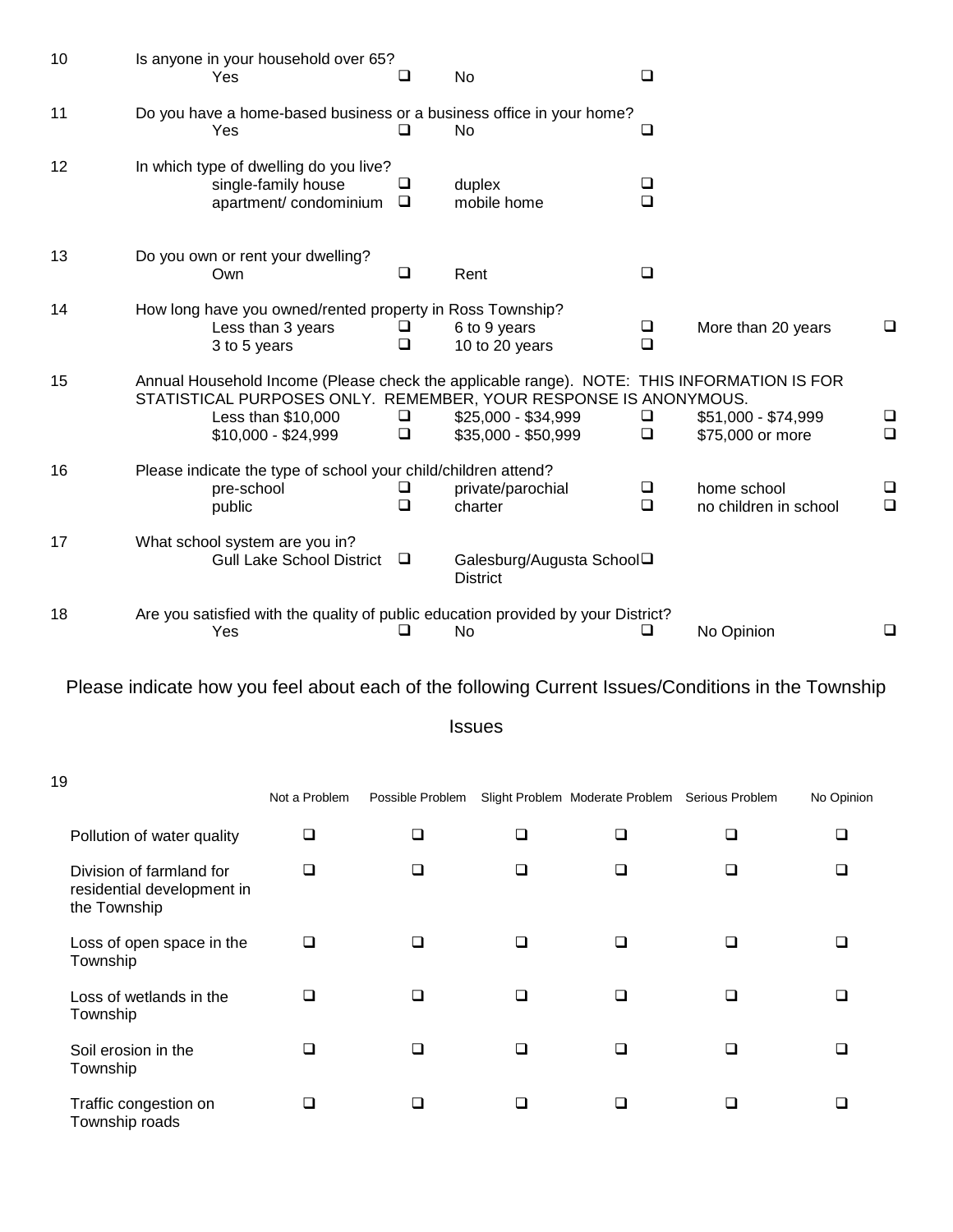10 Is anyone in your household over 65?
- Yes ❑
- No ❑

11 Do you have a home-based business or a business office in your home?
- Yes ❑
- No ❑

12 In which type of dwelling do you live?
- single-family house ❑
- duplex ❑
- apartment/ condominium ❑
- mobile home ❑

13 Do you own or rent your dwelling?
- Own ❑
- Rent ❑

14 How long have you owned/rented property in Ross Township?
- Less than 3 years ❑
- 6 to 9 years ❑
- More than 20 years ❑
- 3 to 5 years ❑
- 10 to 20 years ❑

15 Annual Household Income (Please check the applicable range). NOTE: THIS INFORMATION IS FOR STATISTICAL PURPOSES ONLY. REMEMBER, YOUR RESPONSE IS ANONYMOUS.
- Less than $10,000 ❑
- $25,000 - $34,999 ❑
- $51,000 - $74,999 ❑
- $10,000 - $24,999 ❑
- $35,000 - $50,999 ❑
- $75,000 or more ❑

16 Please indicate the type of school your child/children attend?
- pre-school ❑
- private/parochial ❑
- home school ❑
- public ❑
- charter ❑
- no children in school ❑

17 What school system are you in?
- Gull Lake School District ❑
- Galesburg/Augusta School District ❑

18 Are you satisfied with the quality of public education provided by your District?
- Yes ❑
- No ❑
- No Opinion ❑

Please indicate how you feel about each of the following Current Issues/Conditions in the Township

## Issues

19

| | Not a Problem | Possible Problem | Slight Problem | Moderate Problem | Serious Problem | No Opinion |
|---|---|---|---|---|---|---|
| Pollution of water quality | ❑ | ❑ | ❑ | ❑ | ❑ | ❑ |
| Division of farmland for residential development in the Township | ❑ | ❑ | ❑ | ❑ | ❑ | ❑ |
| Loss of open space in the Township | ❑ | ❑ | ❑ | ❑ | ❑ | ❑ |
| Loss of wetlands in the Township | ❑ | ❑ | ❑ | ❑ | ❑ | ❑ |
| Soil erosion in the Township | ❑ | ❑ | ❑ | ❑ | ❑ | ❑ |
| Traffic congestion on Township roads | ❑ | ❑ | ❑ | ❑ | ❑ | ❑ |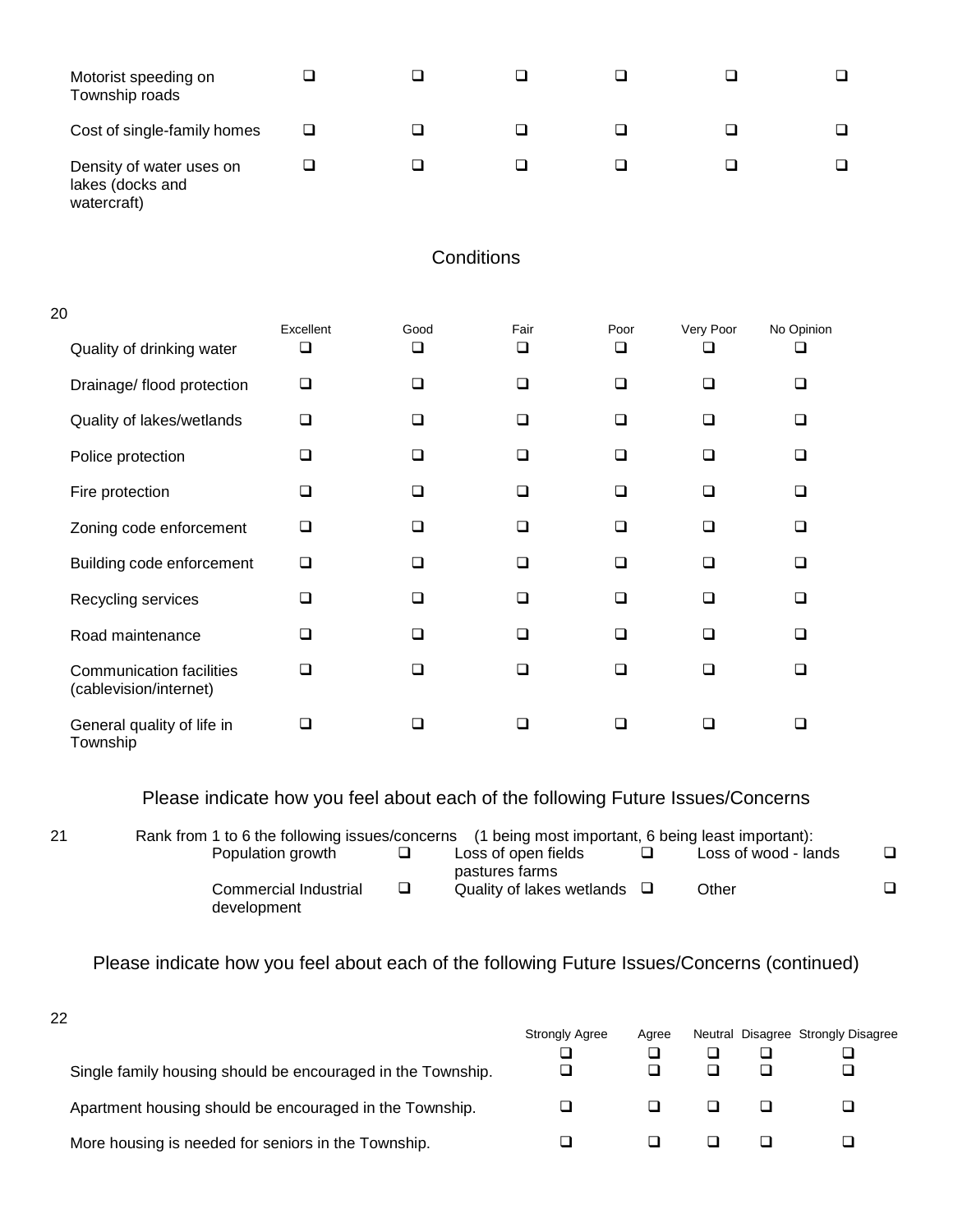| | | | | | | |
|---|---|---|---|---|---|---|
| Motorist speeding on Township roads | ❑ | ❑ | ❑ | ❑ | ❑ | ❑ |
| Cost of single-family homes | ❑ | ❑ | ❑ | ❑ | ❑ | ❑ |
| Density of water uses on lakes (docks and watercraft) | ❑ | ❑ | ❑ | ❑ | ❑ | ❑ |

## Conditions

20

| | Excellent | Good | Fair | Poor | Very Poor | No Opinion |
|---|---|---|---|---|---|---|
| Quality of drinking water | ❑ | ❑ | ❑ | ❑ | ❑ | ❑ |
| Drainage/ flood protection | ❑ | ❑ | ❑ | ❑ | ❑ | ❑ |
| Quality of lakes/wetlands | ❑ | ❑ | ❑ | ❑ | ❑ | ❑ |
| Police protection | ❑ | ❑ | ❑ | ❑ | ❑ | ❑ |
| Fire protection | ❑ | ❑ | ❑ | ❑ | ❑ | ❑ |
| Zoning code enforcement | ❑ | ❑ | ❑ | ❑ | ❑ | ❑ |
| Building code enforcement | ❑ | ❑ | ❑ | ❑ | ❑ | ❑ |
| Recycling services | ❑ | ❑ | ❑ | ❑ | ❑ | ❑ |
| Road maintenance | ❑ | ❑ | ❑ | ❑ | ❑ | ❑ |
| Communication facilities (cablevision/internet) | ❑ | ❑ | ❑ | ❑ | ❑ | ❑ |
| General quality of life in Township | ❑ | ❑ | ❑ | ❑ | ❑ | ❑ |

## Please indicate how you feel about each of the following Future Issues/Concerns

21 Rank from 1 to 6 the following issues/concerns (1 being most important, 6 being least important):

| | | | | | |
|---|---|---|---|---|---|
| Population growth | ❑ | Loss of open fields pastures farms | ❑ | Loss of wood - lands | ❑ |
| Commercial Industrial development | ❑ | Quality of lakes wetlands | ❑ | Other | ❑ |

## Please indicate how you feel about each of the following Future Issues/Concerns (continued)

22

| | Strongly Agree | Agree | Neutral | Disagree | Strongly Disagree |
|---|---|---|---|---|---|
| | ❑ | ❑ | ❑ | ❑ | ❑ |
| Single family housing should be encouraged in the Township. | ❑ | ❑ | ❑ | ❑ | ❑ |
| Apartment housing should be encouraged in the Township. | ❑ | ❑ | ❑ | ❑ | ❑ |
| More housing is needed for seniors in the Township. | ❑ | ❑ | ❑ | ❑ | ❑ |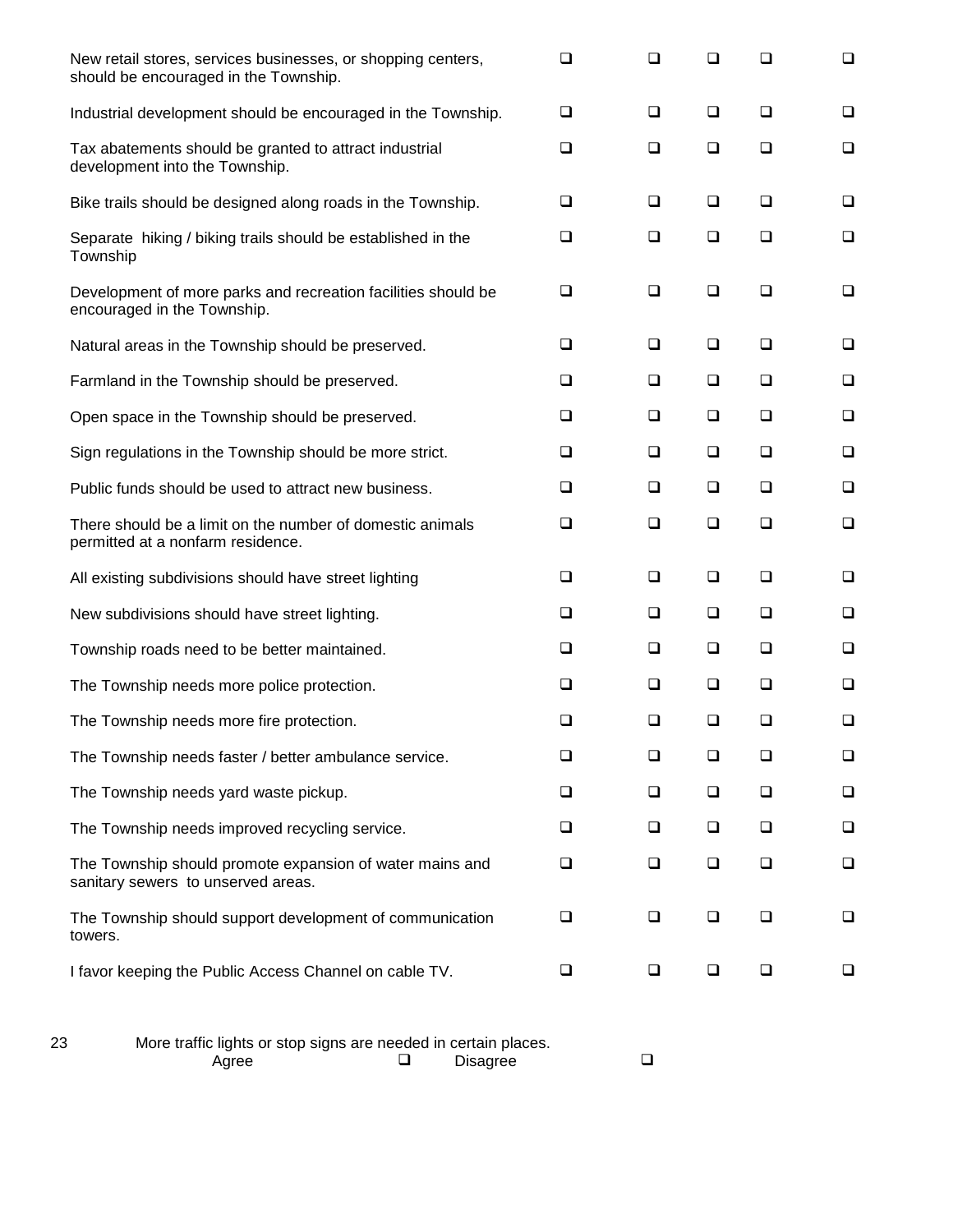| | | | | | |
|---|---|---|---|---|---|
| New retail stores, services businesses, or shopping centers, should be encouraged in the Township. | ❑ | ❑ | ❑ | ❑ | ❑ |
| Industrial development should be encouraged in the Township. | ❑ | ❑ | ❑ | ❑ | ❑ |
| Tax abatements should be granted to attract industrial development into the Township. | ❑ | ❑ | ❑ | ❑ | ❑ |
| Bike trails should be designed along roads in the Township. | ❑ | ❑ | ❑ | ❑ | ❑ |
| Separate hiking / biking trails should be established in the Township | ❑ | ❑ | ❑ | ❑ | ❑ |
| Development of more parks and recreation facilities should be encouraged in the Township. | ❑ | ❑ | ❑ | ❑ | ❑ |
| Natural areas in the Township should be preserved. | ❑ | ❑ | ❑ | ❑ | ❑ |
| Farmland in the Township should be preserved. | ❑ | ❑ | ❑ | ❑ | ❑ |
| Open space in the Township should be preserved. | ❑ | ❑ | ❑ | ❑ | ❑ |
| Sign regulations in the Township should be more strict. | ❑ | ❑ | ❑ | ❑ | ❑ |
| Public funds should be used to attract new business. | ❑ | ❑ | ❑ | ❑ | ❑ |
| There should be a limit on the number of domestic animals permitted at a nonfarm residence. | ❑ | ❑ | ❑ | ❑ | ❑ |
| All existing subdivisions should have street lighting | ❑ | ❑ | ❑ | ❑ | ❑ |
| New subdivisions should have street lighting. | ❑ | ❑ | ❑ | ❑ | ❑ |
| Township roads need to be better maintained. | ❑ | ❑ | ❑ | ❑ | ❑ |
| The Township needs more police protection. | ❑ | ❑ | ❑ | ❑ | ❑ |
| The Township needs more fire protection. | ❑ | ❑ | ❑ | ❑ | ❑ |
| The Township needs faster / better ambulance service. | ❑ | ❑ | ❑ | ❑ | ❑ |
| The Township needs yard waste pickup. | ❑ | ❑ | ❑ | ❑ | ❑ |
| The Township needs improved recycling service. | ❑ | ❑ | ❑ | ❑ | ❑ |
| The Township should promote expansion of water mains and sanitary sewers to unserved areas. | ❑ | ❑ | ❑ | ❑ | ❑ |
| The Township should support development of communication towers. | ❑ | ❑ | ❑ | ❑ | ❑ |
| I favor keeping the Public Access Channel on cable TV. | ❑ | ❑ | ❑ | ❑ | ❑ |

23 More traffic lights or stop signs are needed in certain places.

Agree ❑ Disagree ❑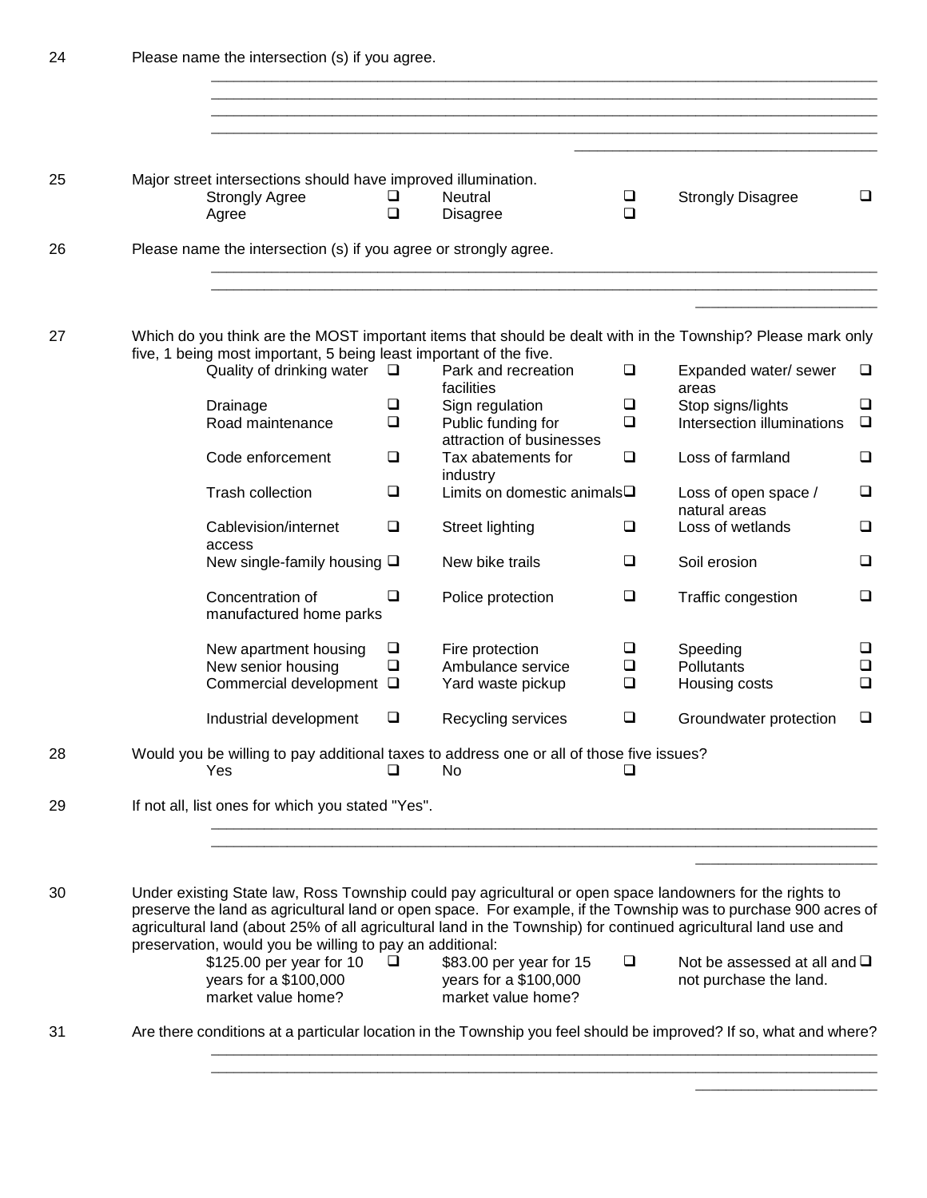24 Please name the intersection (s) if you agree.

\_\_\_\_\_\_\_\_\_\_\_\_\_\_\_\_\_\_\_\_\_\_\_\_\_\_\_\_\_\_\_\_\_\_\_\_\_\_\_\_\_\_\_\_\_\_\_\_\_\_\_\_\_\_\_\_\_\_\_\_\_\_\_\_\_\_\_\_\_\_\_\_\_\_\_\_
\_\_\_\_\_\_\_\_\_\_\_\_\_\_\_\_\_\_\_\_\_\_\_\_\_\_\_\_\_\_\_\_\_\_\_\_\_\_\_\_\_\_\_\_\_\_\_\_\_\_\_\_\_\_\_\_\_\_\_\_\_\_\_\_\_\_\_\_\_\_\_\_\_\_\_\_
\_\_\_\_\_\_\_\_\_\_\_\_\_\_\_\_\_\_\_\_\_\_\_\_\_\_\_\_\_\_\_\_\_\_\_\_\_\_\_\_\_\_\_\_\_\_\_\_\_\_\_\_\_\_\_\_\_\_\_\_\_\_\_\_\_\_\_\_\_\_\_\_\_\_\_\_
\_\_\_\_\_\_\_\_\_\_\_\_\_\_\_\_\_\_\_\_\_\_\_\_\_\_\_\_\_\_\_\_\_\_\_\_\_\_\_\_\_\_\_\_\_\_\_\_\_\_\_\_\_\_\_\_\_\_\_\_\_\_\_\_\_\_\_\_\_\_\_\_\_\_\_\_
\_\_\_\_\_\_\_\_\_\_\_\_\_\_\_\_\_\_\_\_\_\_\_\_\_\_\_\_\_\_\_\_\_\_\_

25 Major street intersections should have improved illumination.

| | | | | | |
|---|---|---|---|---|---|
| Strongly Agree | ☐ | Neutral | ☐ | Strongly Disagree | ☐ |
| Agree | ☐ | Disagree | ☐ | | |

26 Please name the intersection (s) if you agree or strongly agree.

\_\_\_\_\_\_\_\_\_\_\_\_\_\_\_\_\_\_\_\_\_\_\_\_\_\_\_\_\_\_\_\_\_\_\_\_\_\_\_\_\_\_\_\_\_\_\_\_\_\_\_\_\_\_\_\_\_\_\_\_\_\_\_\_\_\_\_\_\_\_\_\_\_\_\_\_
\_\_\_\_\_\_\_\_\_\_\_\_\_\_\_\_\_\_\_\_\_\_\_\_\_\_\_\_\_\_\_\_\_\_\_\_\_\_\_\_\_\_\_\_\_\_\_\_\_\_\_\_\_\_\_\_\_\_\_\_\_\_\_\_\_\_\_\_\_\_\_\_\_\_\_\_
\_\_\_\_\_\_\_\_\_\_\_\_\_\_\_\_\_\_\_\_\_\_

27 Which do you think are the MOST important items that should be dealt with in the Township? Please mark only five, 1 being most important, 5 being least important of the five.

| | | | | | |
|---|---|---|---|---|---|
| Quality of drinking water | ☐ | Park and recreation facilities | ☐ | Expanded water/ sewer areas | ☐ |
| Drainage | ☐ | Sign regulation | ☐ | Stop signs/lights | ☐ |
| Road maintenance | ☐ | Public funding for attraction of businesses | ☐ | Intersection illuminations | ☐ |
| Code enforcement | ☐ | Tax abatements for industry | ☐ | Loss of farmland | ☐ |
| Trash collection | ☐ | Limits on domestic animals | ☐ | Loss of open space / natural areas | ☐ |
| Cablevision/internet access | ☐ | Street lighting | ☐ | Loss of wetlands | ☐ |
| New single-family housing | ☐ | New bike trails | ☐ | Soil erosion | ☐ |
| Concentration of manufactured home parks | ☐ | Police protection | ☐ | Traffic congestion | ☐ |
| New apartment housing | ☐ | Fire protection | ☐ | Speeding | ☐ |
| New senior housing | ☐ | Ambulance service | ☐ | Pollutants | ☐ |
| Commercial development | ☐ | Yard waste pickup | ☐ | Housing costs | ☐ |
| Industrial development | ☐ | Recycling services | ☐ | Groundwater protection | ☐ |

28 Would you be willing to pay additional taxes to address one or all of those five issues?

| | | | |
|---|---|---|---|
| Yes | ☐ | No | ☐ |

29 If not all, list ones for which you stated "Yes".

\_\_\_\_\_\_\_\_\_\_\_\_\_\_\_\_\_\_\_\_\_\_\_\_\_\_\_\_\_\_\_\_\_\_\_\_\_\_\_\_\_\_\_\_\_\_\_\_\_\_\_\_\_\_\_\_\_\_\_\_\_\_\_\_\_\_\_\_\_\_\_\_\_\_\_\_
\_\_\_\_\_\_\_\_\_\_\_\_\_\_\_\_\_\_\_\_\_\_\_\_\_\_\_\_\_\_\_\_\_\_\_\_\_\_\_\_\_\_\_\_\_\_\_\_\_\_\_\_\_\_\_\_\_\_\_\_\_\_\_\_\_\_\_\_\_\_\_\_\_\_\_\_
\_\_\_\_\_\_\_\_\_\_\_\_\_\_\_\_\_\_\_\_\_\_

30 Under existing State law, Ross Township could pay agricultural or open space landowners for the rights to preserve the land as agricultural land or open space. For example, if the Township was to purchase 900 acres of agricultural land (about 25% of all agricultural land in the Township) for continued agricultural land use and preservation, would you be willing to pay an additional:

| | | | | | |
|---|---|---|---|---|---|
| $125.00 per year for 10 years for a $100,000 market value home? | ☐ | $83.00 per year for 15 years for a $100,000 market value home? | ☐ | Not be assessed at all and not purchase the land. | ☐ |

31 Are there conditions at a particular location in the Township you feel should be improved? If so, what and where?

\_\_\_\_\_\_\_\_\_\_\_\_\_\_\_\_\_\_\_\_\_\_\_\_\_\_\_\_\_\_\_\_\_\_\_\_\_\_\_\_\_\_\_\_\_\_\_\_\_\_\_\_\_\_\_\_\_\_\_\_\_\_\_\_\_\_\_\_\_\_\_\_\_\_\_\_
\_\_\_\_\_\_\_\_\_\_\_\_\_\_\_\_\_\_\_\_\_\_\_\_\_\_\_\_\_\_\_\_\_\_\_\_\_\_\_\_\_\_\_\_\_\_\_\_\_\_\_\_\_\_\_\_\_\_\_\_\_\_\_\_\_\_\_\_\_\_\_\_\_\_\_\_
\_\_\_\_\_\_\_\_\_\_\_\_\_\_\_\_\_\_\_\_\_\_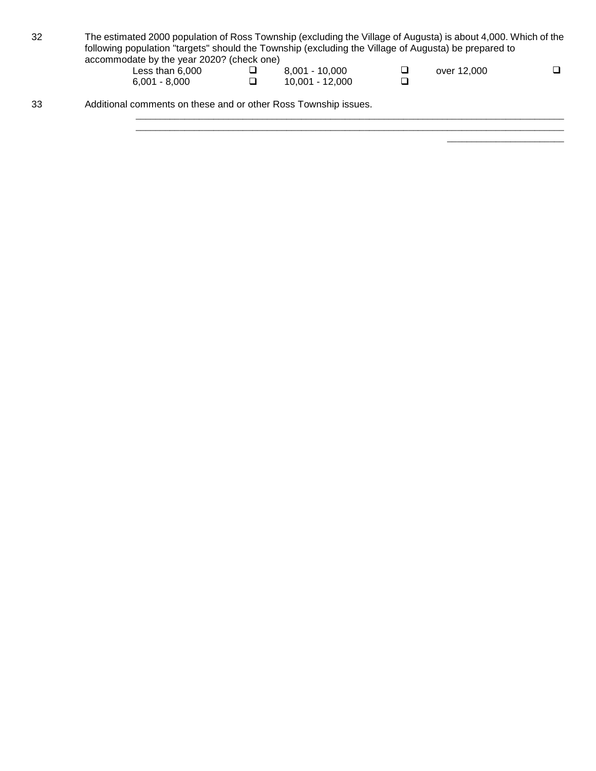32 The estimated 2000 population of Ross Township (excluding the Village of Augusta) is about 4,000. Which of the following population "targets" should the Township (excluding the Village of Augusta) be prepared to accommodate by the year 2020? (check one)

| | | | | | |
|---|---|---|---|---|---|
| Less than 6,000 | ❑ | 8,001 - 10,000 | ❑ | over 12,000 | ❑ |
| 6,001 - 8,000 | ❑ | 10,001 - 12,000 | ❑ | | |

33 Additional comments on these and or other Ross Township issues.

______________________________________________________________________________

______________________________________________________________________________

______________________